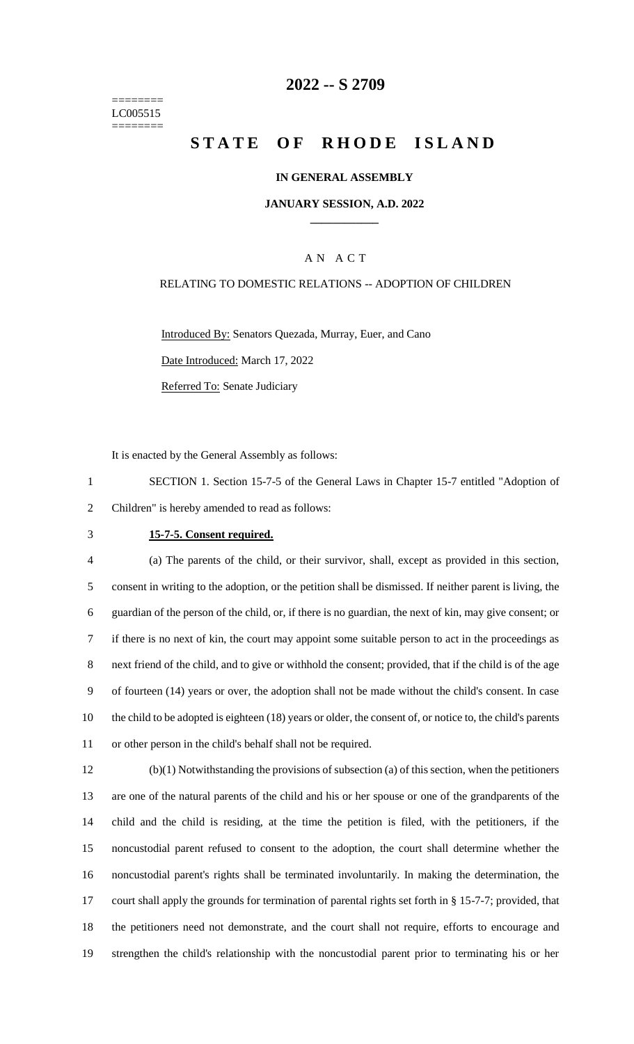========
LC005515
========

# 2022 -- S 2709

# STATE OF RHODE ISLAND

**IN GENERAL ASSEMBLY**

**JANUARY SESSION, A.D. 2022**

A N A C T

RELATING TO DOMESTIC RELATIONS -- ADOPTION OF CHILDREN

Introduced By: Senators Quezada, Murray, Euer, and Cano

Date Introduced: March 17, 2022

Referred To: Senate Judiciary

It is enacted by the General Assembly as follows:

SECTION 1. Section 15-7-5 of the General Laws in Chapter 15-7 entitled "Adoption of Children" is hereby amended to read as follows:

**15-7-5. Consent required.**

(a) The parents of the child, or their survivor, shall, except as provided in this section, consent in writing to the adoption, or the petition shall be dismissed. If neither parent is living, the guardian of the person of the child, or, if there is no guardian, the next of kin, may give consent; or if there is no next of kin, the court may appoint some suitable person to act in the proceedings as next friend of the child, and to give or withhold the consent; provided, that if the child is of the age of fourteen (14) years or over, the adoption shall not be made without the child's consent. In case the child to be adopted is eighteen (18) years or older, the consent of, or notice to, the child's parents or other person in the child's behalf shall not be required.

(b)(1) Notwithstanding the provisions of subsection (a) of this section, when the petitioners are one of the natural parents of the child and his or her spouse or one of the grandparents of the child and the child is residing, at the time the petition is filed, with the petitioners, if the noncustodial parent refused to consent to the adoption, the court shall determine whether the noncustodial parent's rights shall be terminated involuntarily. In making the determination, the court shall apply the grounds for termination of parental rights set forth in § 15-7-7; provided, that the petitioners need not demonstrate, and the court shall not require, efforts to encourage and strengthen the child's relationship with the noncustodial parent prior to terminating his or her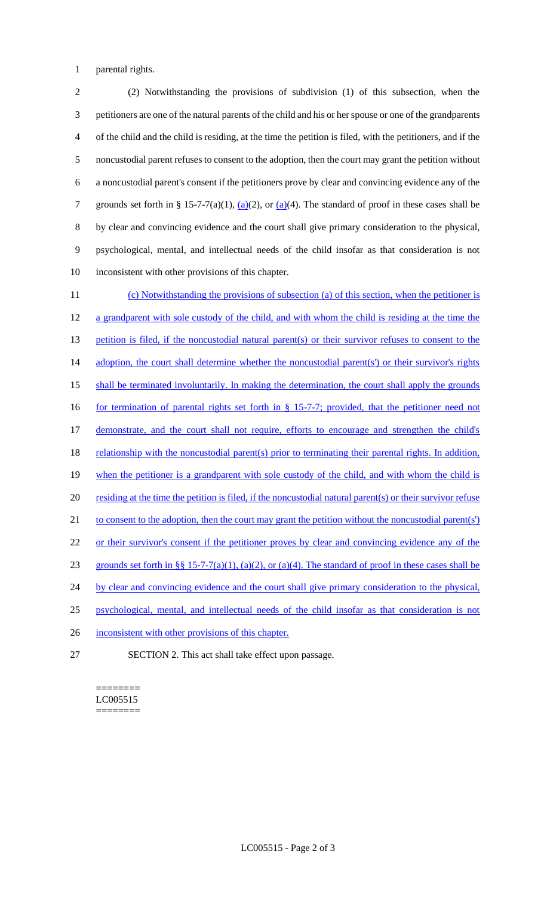parental rights.

(2) Notwithstanding the provisions of subdivision (1) of this subsection, when the petitioners are one of the natural parents of the child and his or her spouse or one of the grandparents of the child and the child is residing, at the time the petition is filed, with the petitioners, and if the noncustodial parent refuses to consent to the adoption, then the court may grant the petition without a noncustodial parent's consent if the petitioners prove by clear and convincing evidence any of the grounds set forth in § 15-7-7(a)(1), (a)(2), or (a)(4). The standard of proof in these cases shall be by clear and convincing evidence and the court shall give primary consideration to the physical, psychological, mental, and intellectual needs of the child insofar as that consideration is not inconsistent with other provisions of this chapter.

(c) Notwithstanding the provisions of subsection (a) of this section, when the petitioner is a grandparent with sole custody of the child, and with whom the child is residing at the time the petition is filed, if the noncustodial natural parent(s) or their survivor refuses to consent to the adoption, the court shall determine whether the noncustodial parent(s') or their survivor's rights shall be terminated involuntarily. In making the determination, the court shall apply the grounds for termination of parental rights set forth in § 15-7-7; provided, that the petitioner need not demonstrate, and the court shall not require, efforts to encourage and strengthen the child's relationship with the noncustodial parent(s) prior to terminating their parental rights. In addition, when the petitioner is a grandparent with sole custody of the child, and with whom the child is residing at the time the petition is filed, if the noncustodial natural parent(s) or their survivor refuse to consent to the adoption, then the court may grant the petition without the noncustodial parent(s') or their survivor's consent if the petitioner proves by clear and convincing evidence any of the grounds set forth in §§ 15-7-7(a)(1), (a)(2), or (a)(4). The standard of proof in these cases shall be by clear and convincing evidence and the court shall give primary consideration to the physical, psychological, mental, and intellectual needs of the child insofar as that consideration is not inconsistent with other provisions of this chapter.

SECTION 2. This act shall take effect upon passage.

========
LC005515
========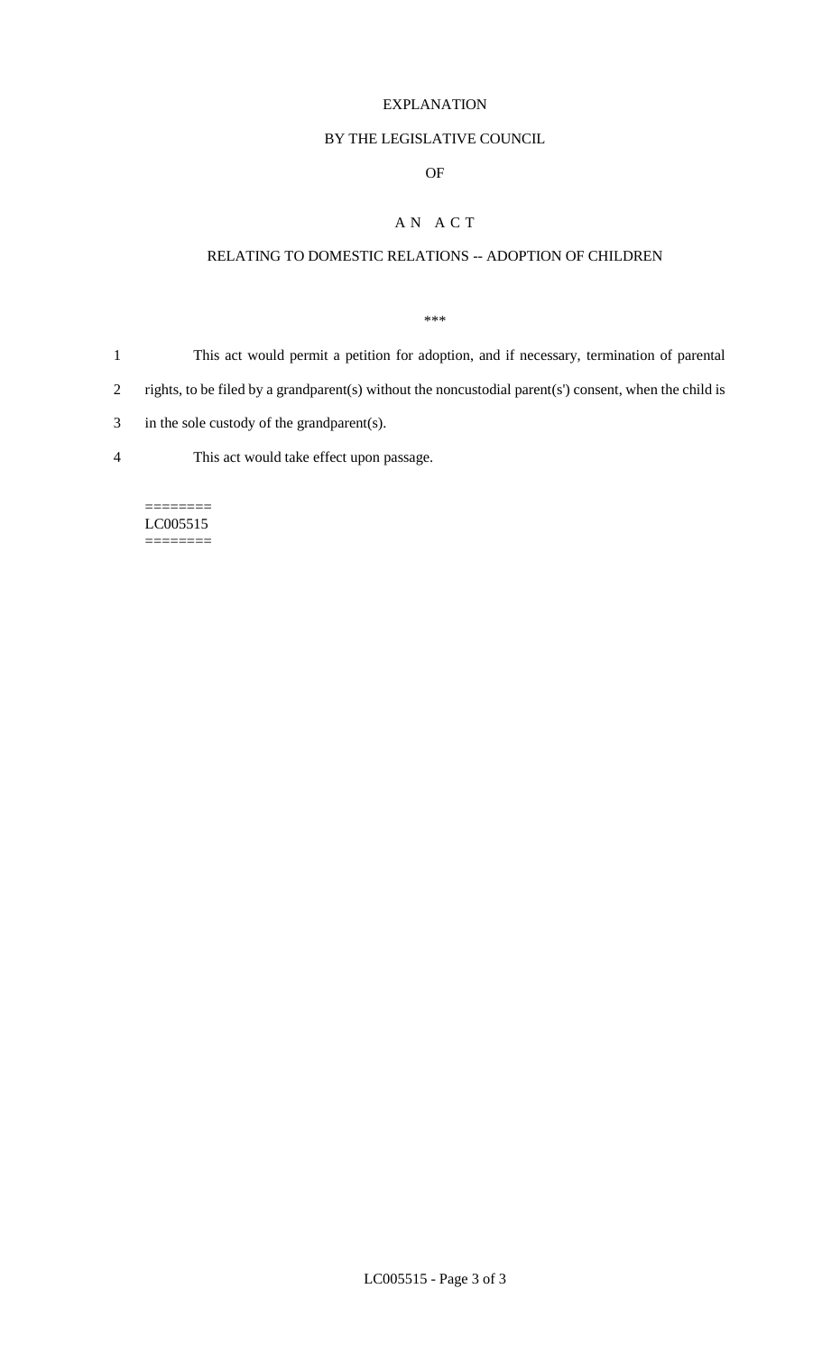EXPLANATION

BY THE LEGISLATIVE COUNCIL

OF

A N A C T

RELATING TO DOMESTIC RELATIONS -- ADOPTION OF CHILDREN

***

1 This act would permit a petition for adoption, and if necessary, termination of parental
2 rights, to be filed by a grandparent(s) without the noncustodial parent(s') consent, when the child is
3 in the sole custody of the grandparent(s).
4 This act would take effect upon passage.

========
LC005515
========